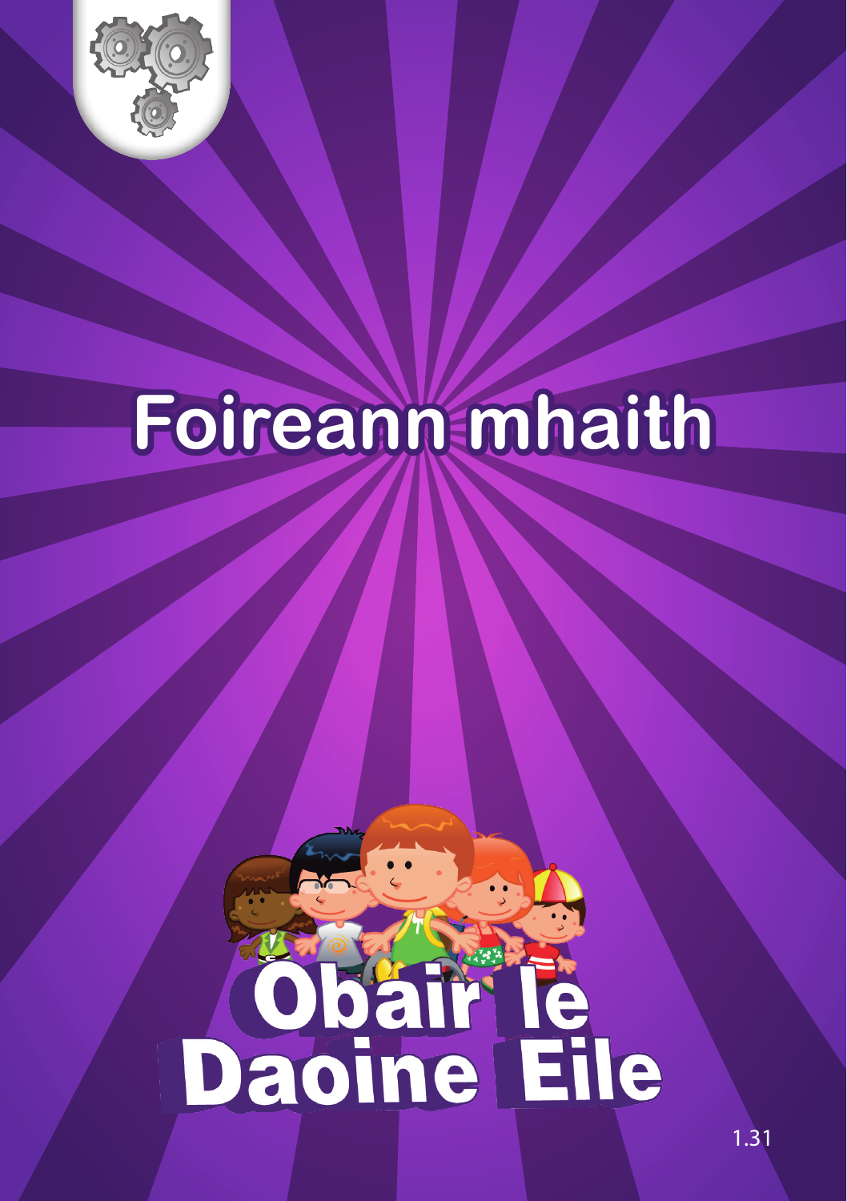# Foireann mhaith

# Obair le Daoine Eile

1.31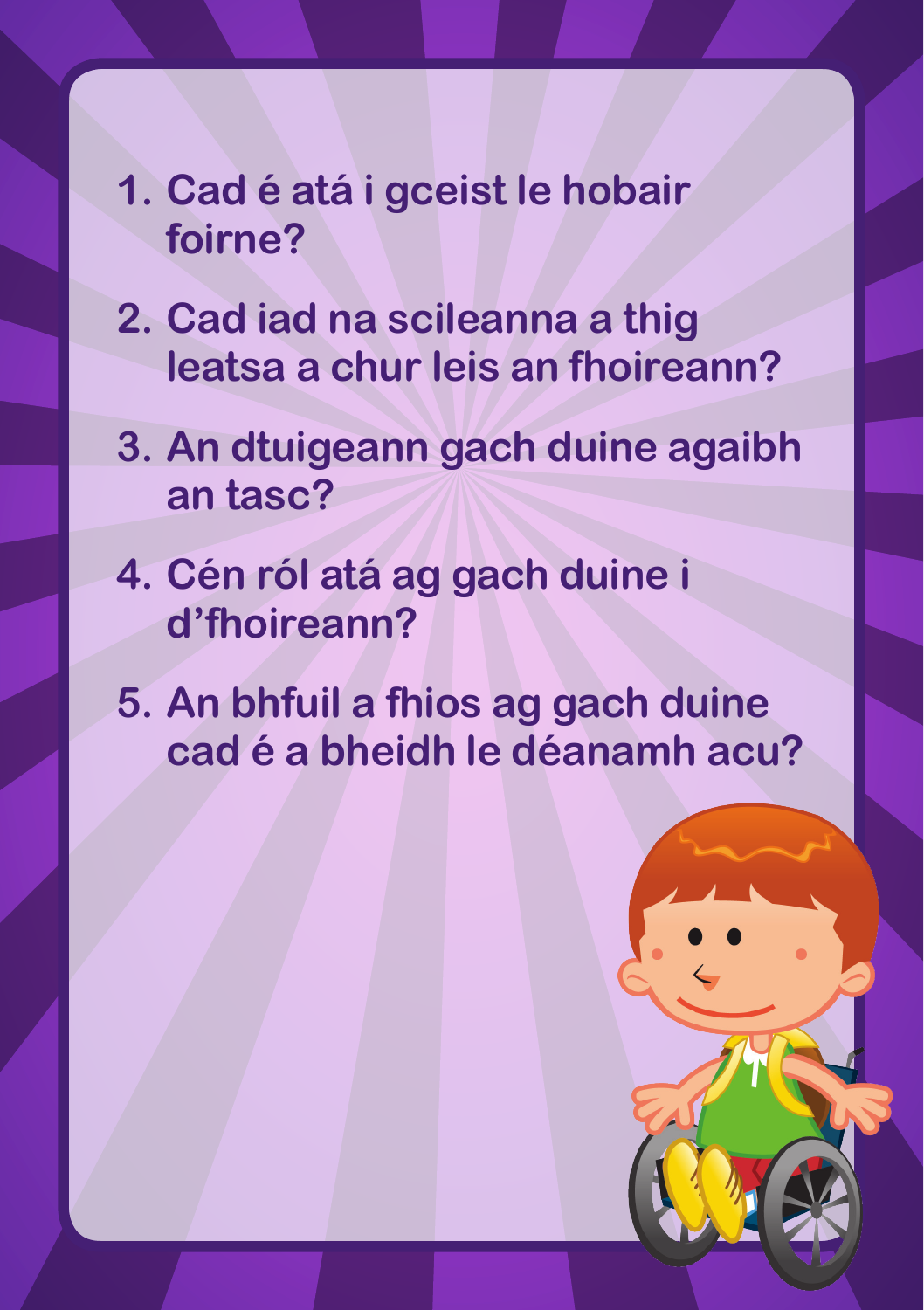1. Cad é atá i gceist le hobair foirne?
2. Cad iad na scileanna a thig leatsa a chur leis an fhoireann?
3. An dtuigeann gach duine agaibh an tasc?
4. Cén ról atá ag gach duine i d'fhoireann?
5. An bhfuil a fhios ag gach duine cad é a bheidh le déanamh acu?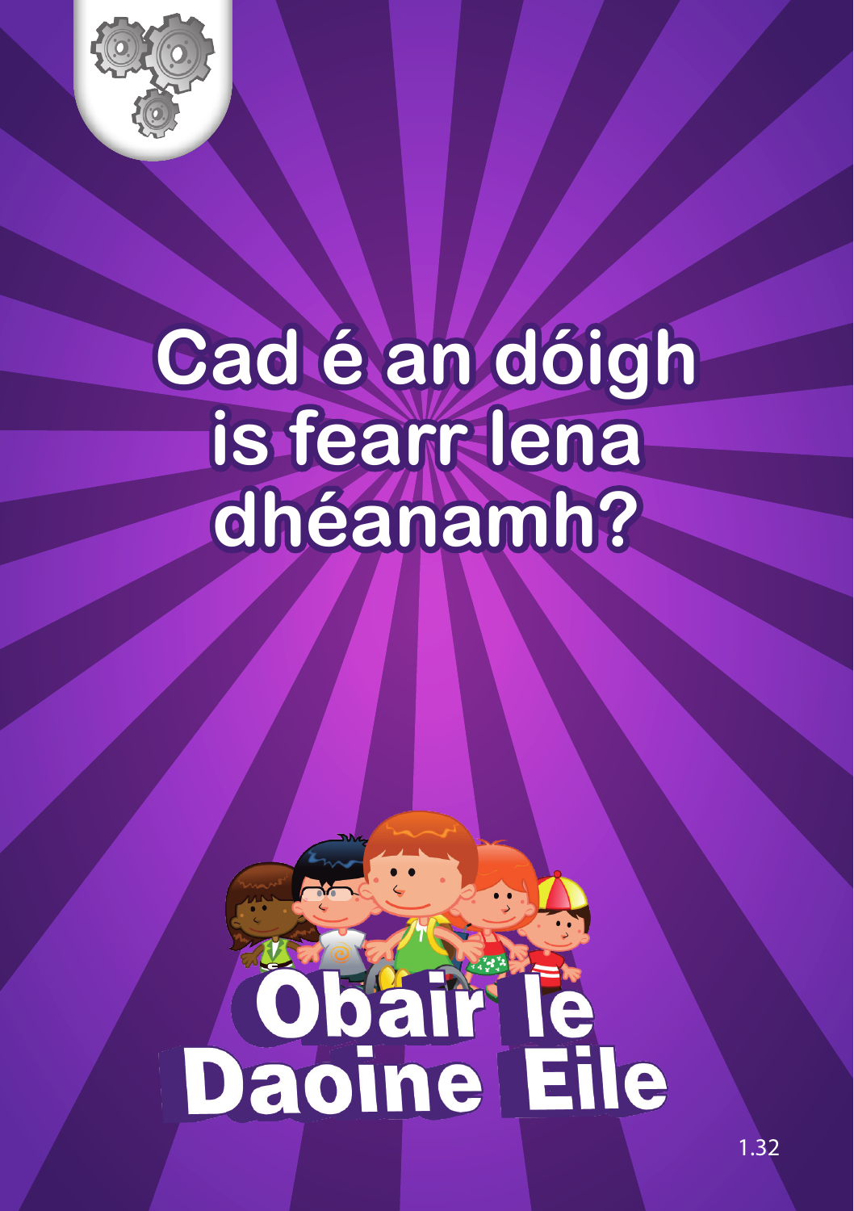# Cad é an dóigh is fearr lena dhéanamh?

## Obair le Daoine Eile

1.32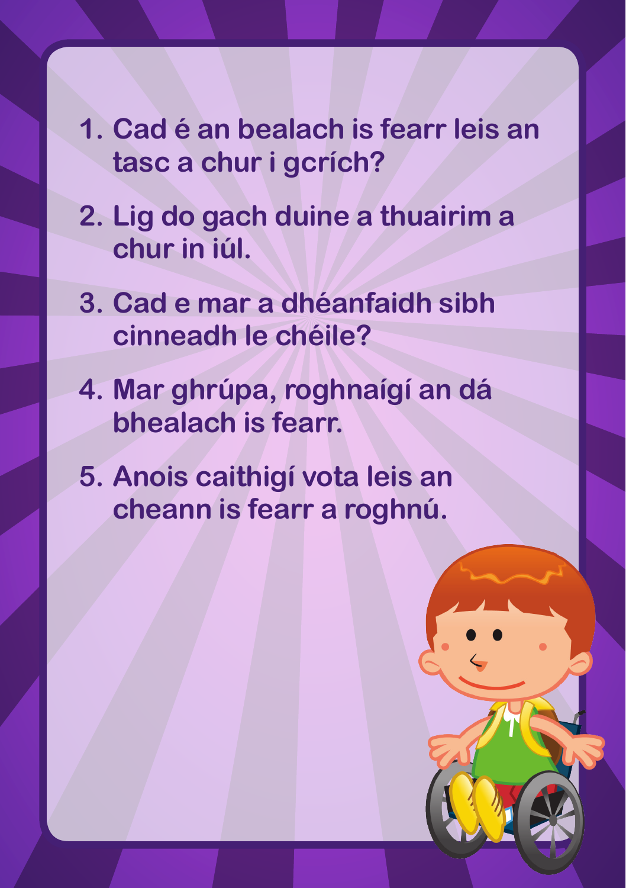1. Cad é an bealach is fearr leis an tasc a chur i gcrích?
2. Lig do gach duine a thuairim a chur in iúl.
3. Cad e mar a dhéanfaidh sibh cinneadh le chéile?
4. Mar ghrúpa, roghnaígí an dá bhealach is fearr.
5. Anois caithigí vota leis an cheann is fearr a roghnú.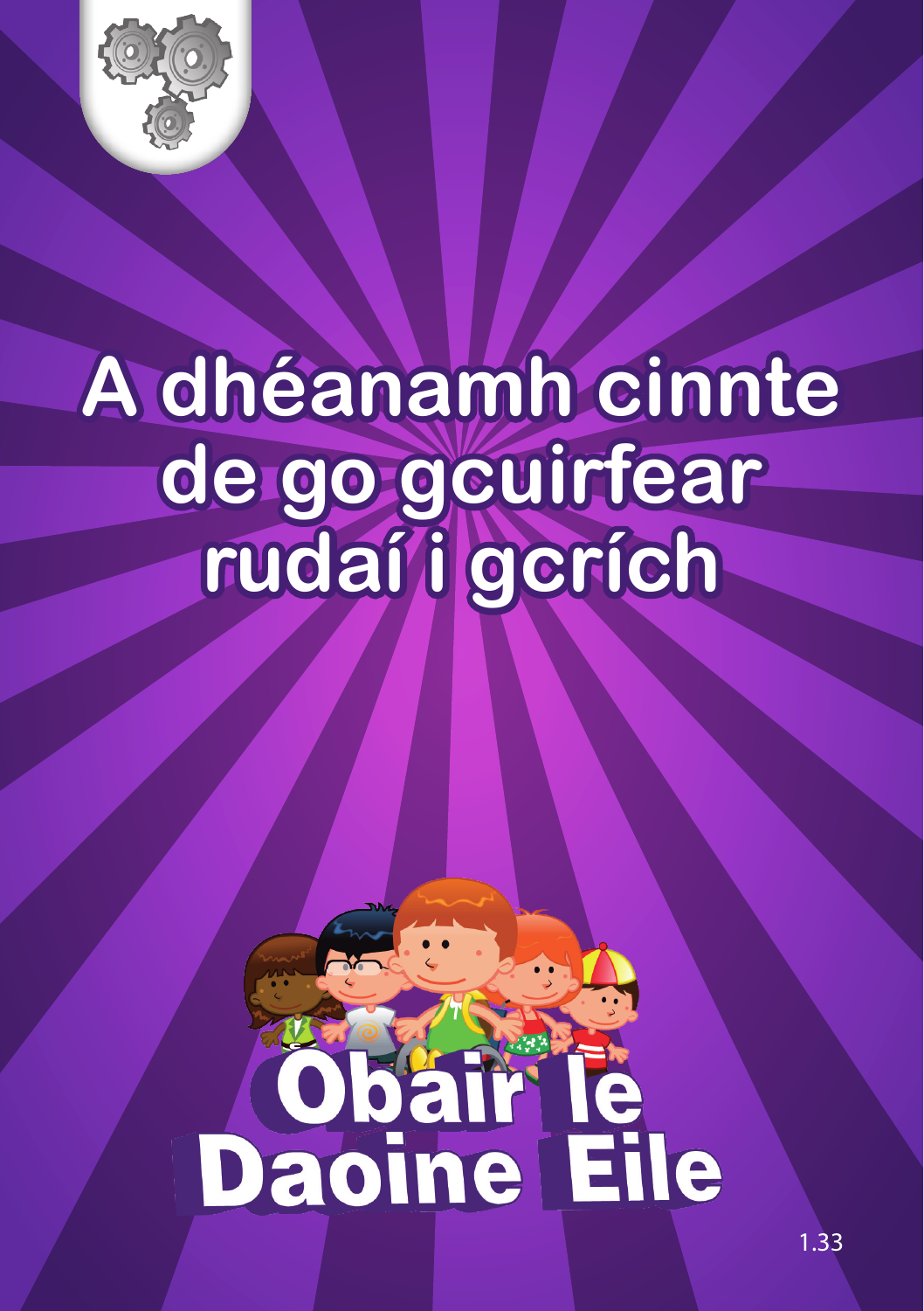# A dhéanamh cinnte de go gcuirfear rudaí i gcrích

## Obair le Daoine Eile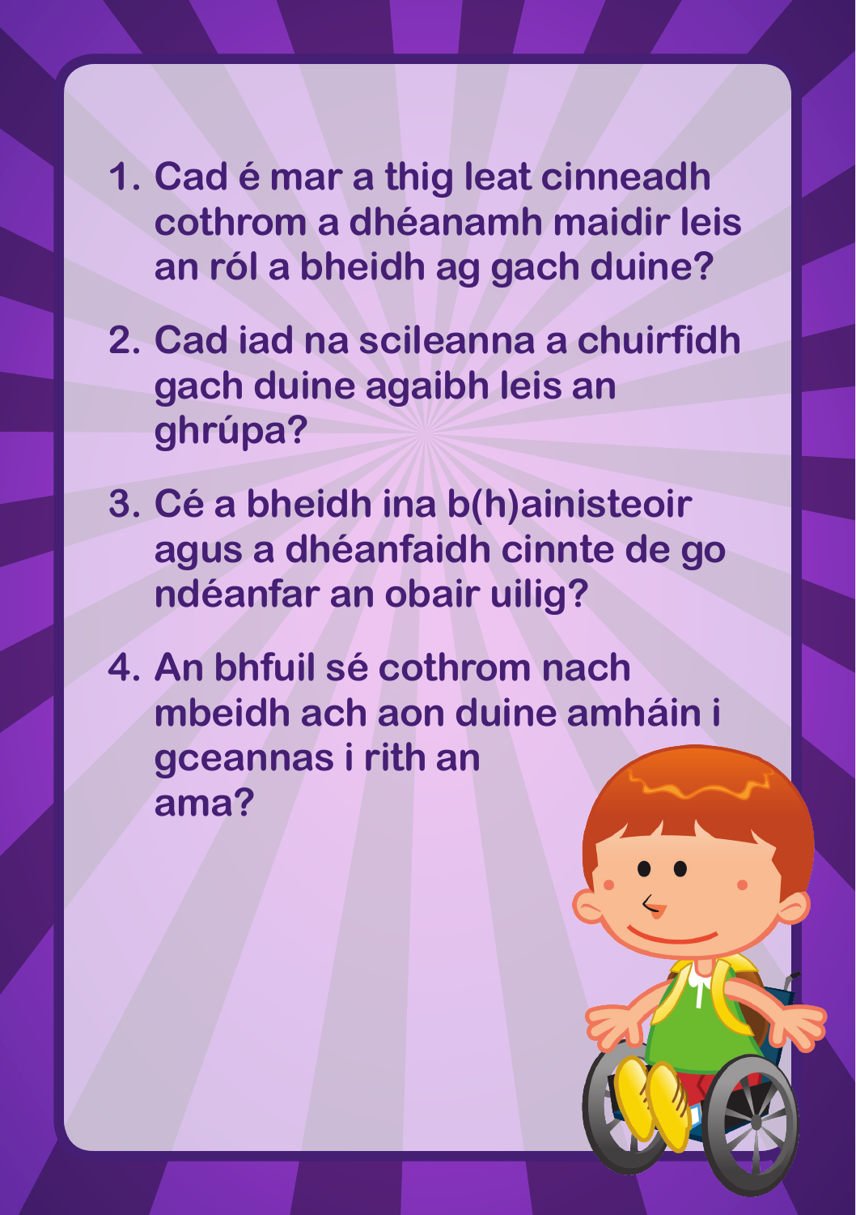1. **Cad é mar a thig leat cinneadh cothrom a dhéanamh maidir leis an ról a bheidh ag gach duine?**
2. **Cad iad na scileanna a chuirfidh gach duine agaibh leis an ghrúpa?**
3. **Cé a bheidh ina b(h)ainisteoir agus a dhéanfaidh cinnte de go ndéanfar an obair uilig?**
4. **An bhfuil sé cothrom nach mbeidh ach aon duine amháin i gceannas i rith an ama?**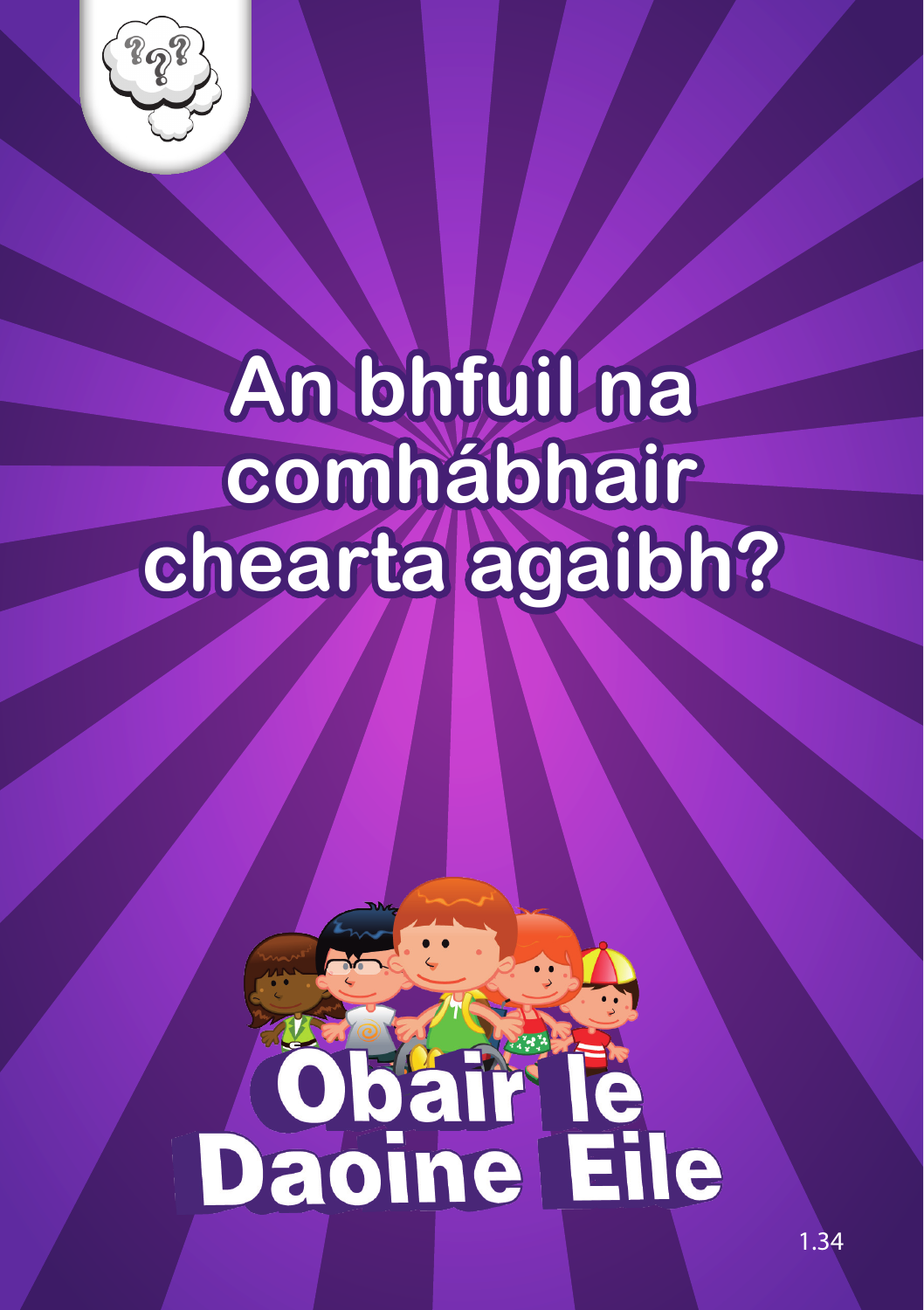# An bhfuil na comhábhair chearta agaibh?

## Obair le Daoine Eile

1.34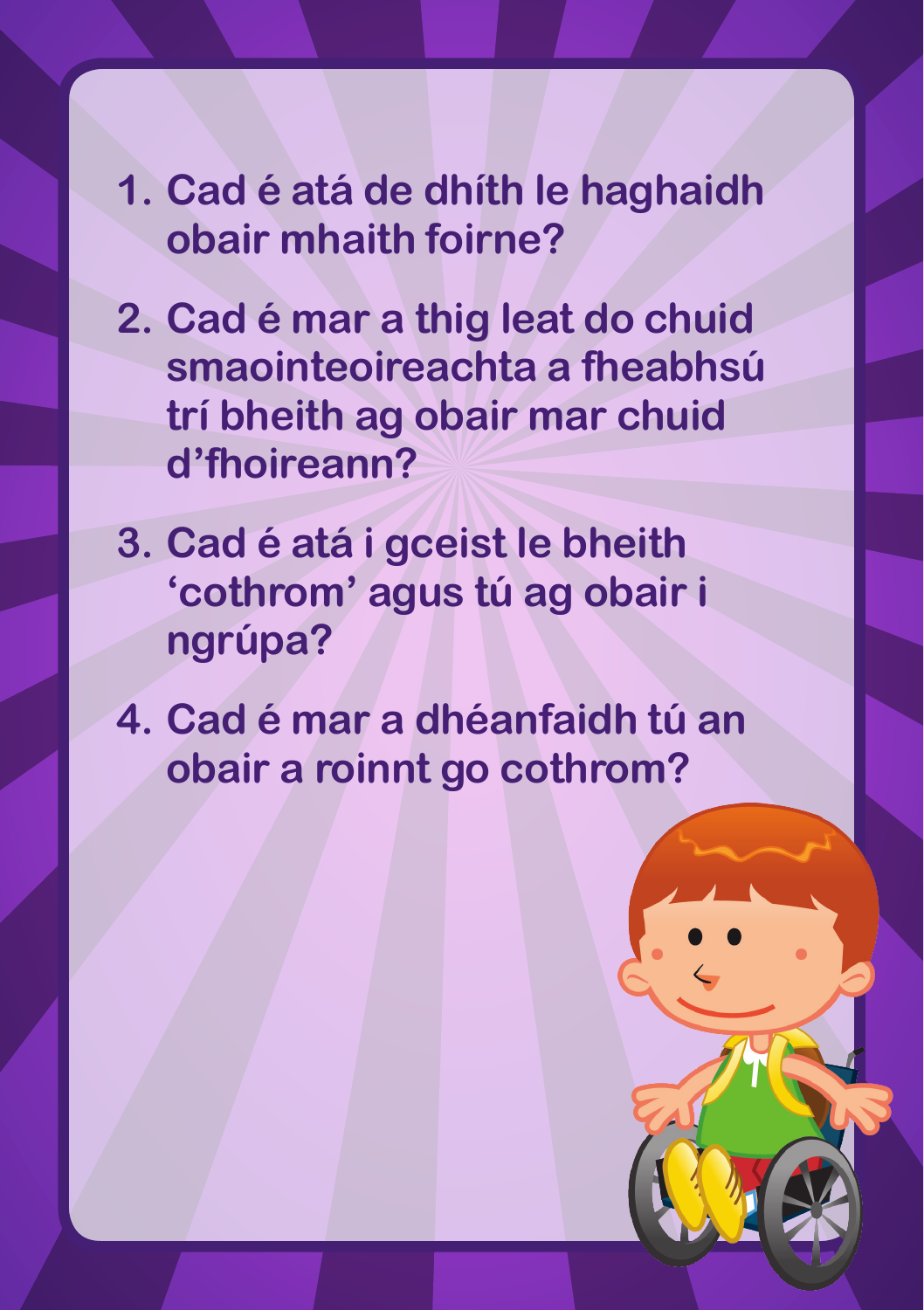1. Cad é atá de dhíth le haghaidh obair mhaith foirne?
2. Cad é mar a thig leat do chuid smaointeoireachta a fheabhsú trí bheith ag obair mar chuid d'fhoireann?
3. Cad é atá i gceist le bheith 'cothrom' agus tú ag obair i ngrúpa?
4. Cad é mar a dhéanfaidh tú an obair a roinnt go cothrom?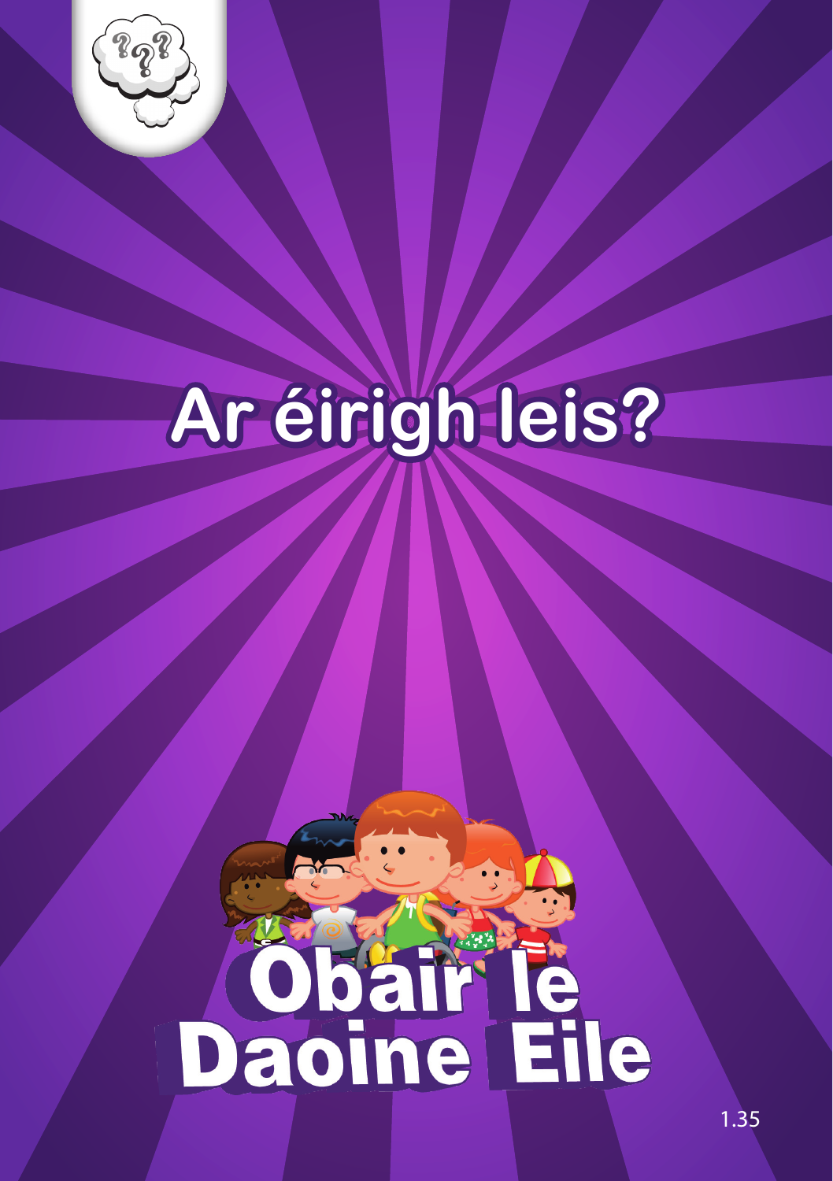# Ar éirigh leis?

# Obair le Daoine Eile

1.35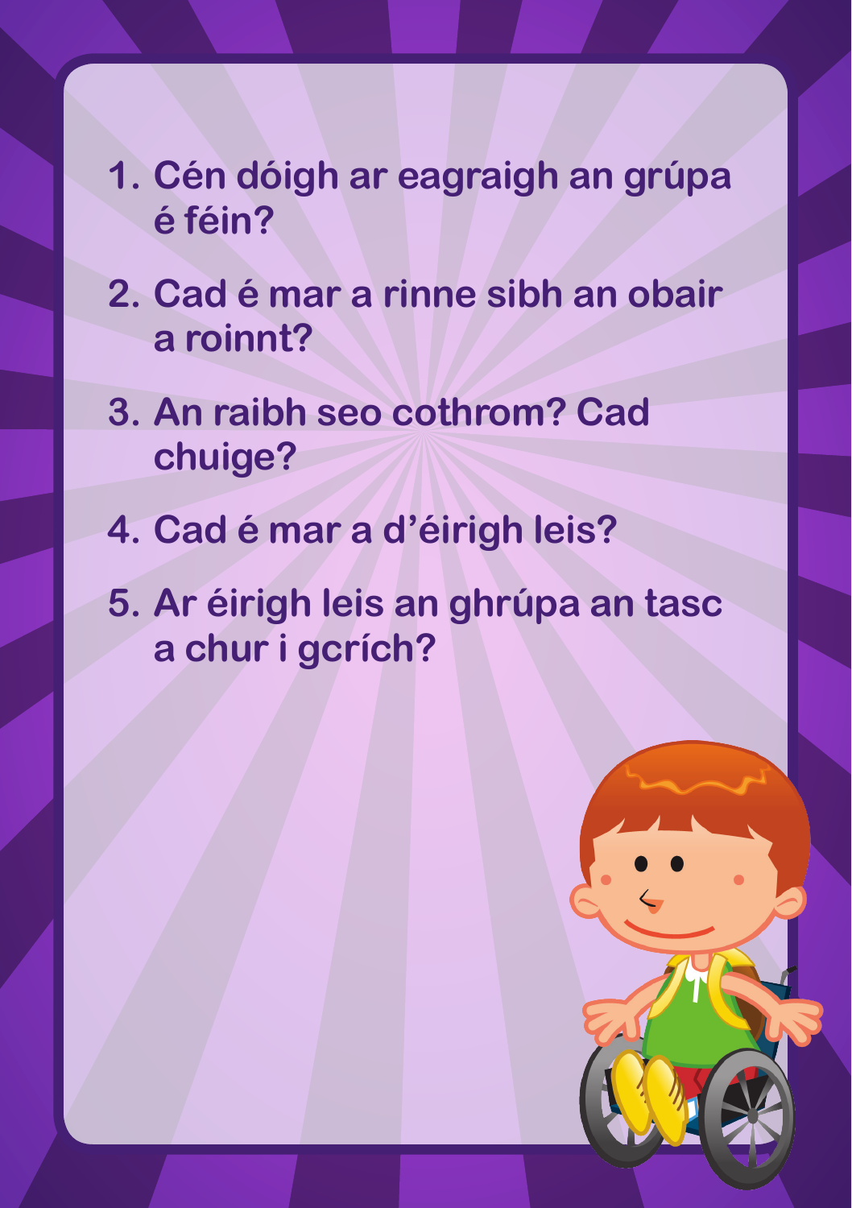1. Cén dóigh ar eagraigh an grúpa é féin?
2. Cad é mar a rinne sibh an obair a roinnt?
3. An raibh seo cothrom? Cad chuige?
4. Cad é mar a d'éirigh leis?
5. Ar éirigh leis an ghrúpa an tasc a chur i gcrích?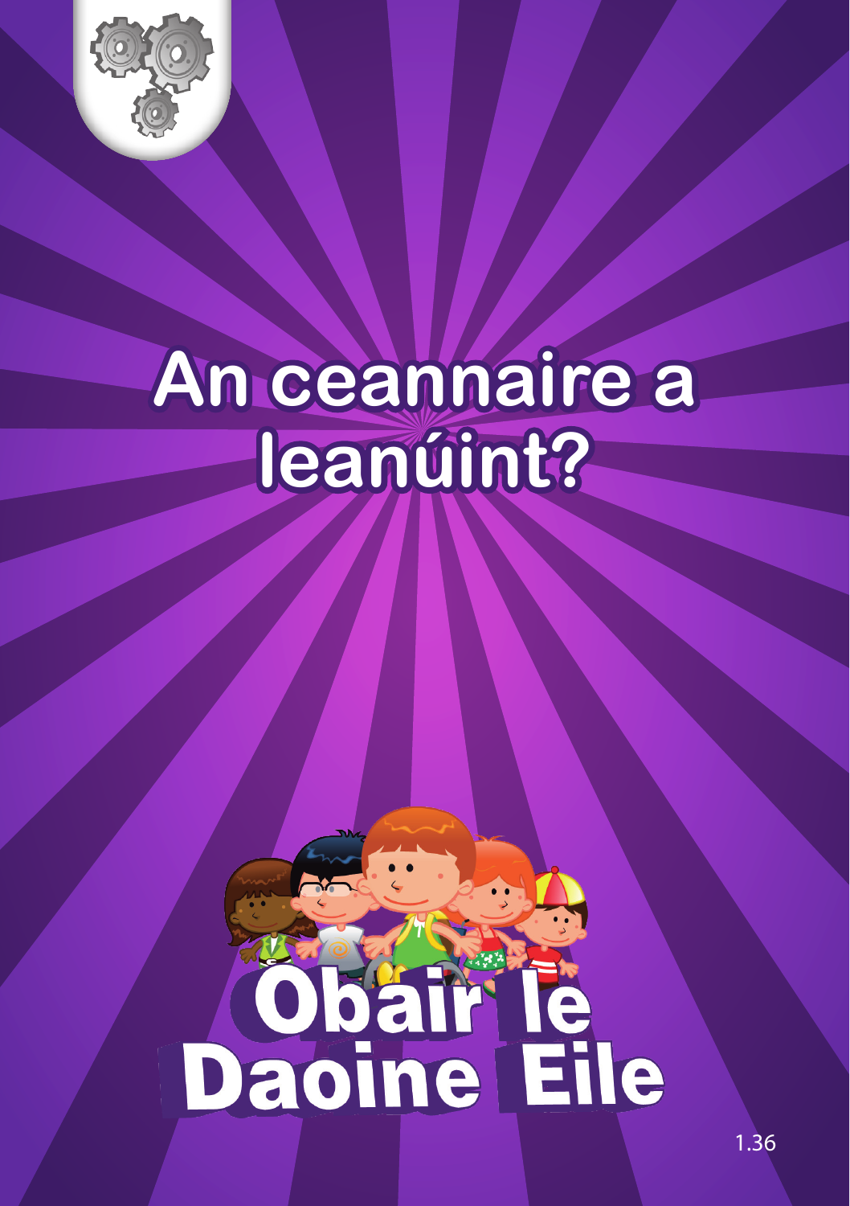# An ceannaire a leanúint?

## Obair le Daoine Eile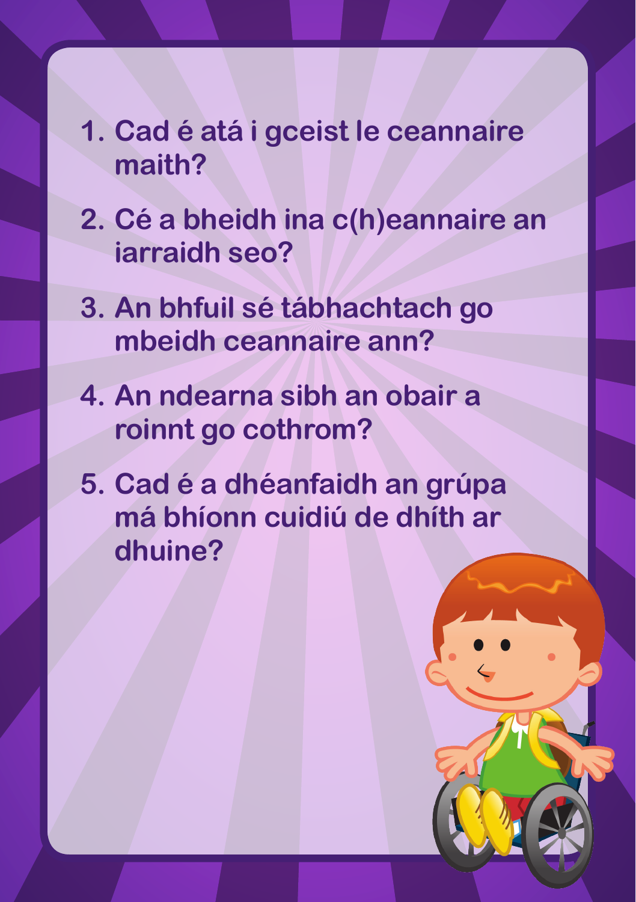1. Cad é atá i gceist le ceannaire maith?
2. Cé a bheidh ina c(h)eannaire an iarraidh seo?
3. An bhfuil sé tábhachtach go mbeidh ceannaire ann?
4. An ndearna sibh an obair a roinnt go cothrom?
5. Cad é a dhéanfaidh an grúpa má bhíonn cuidiú de dhíth ar dhuine?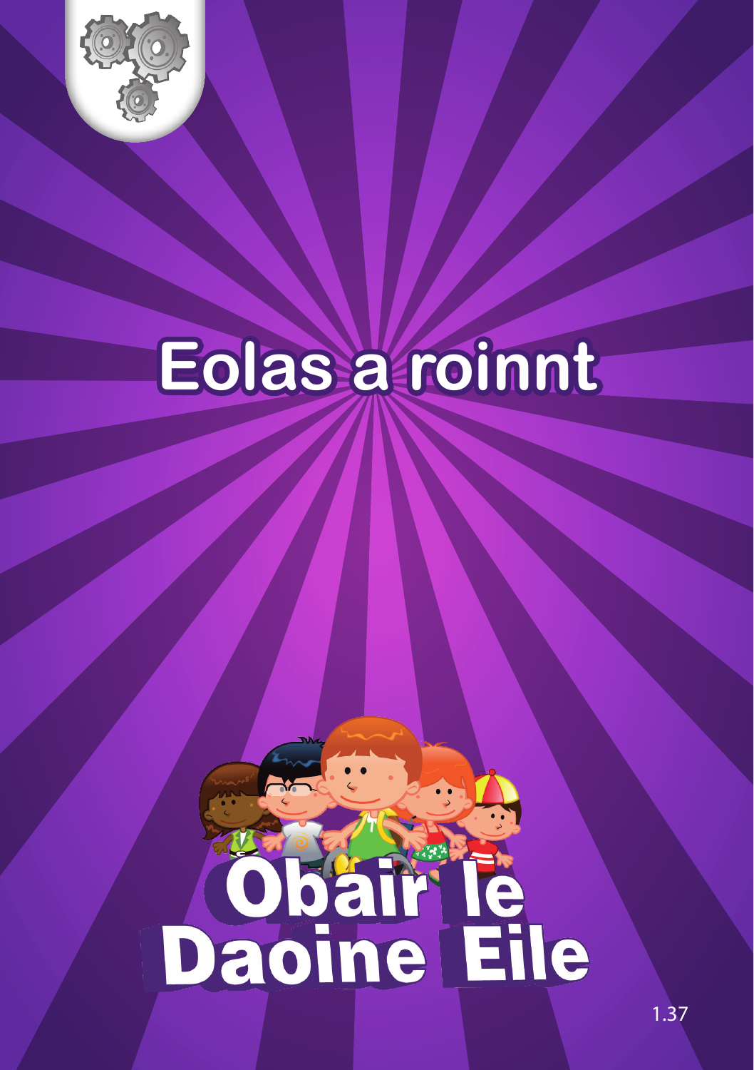# Eolas a roinnt

## Obair le Daoine Eile

1.37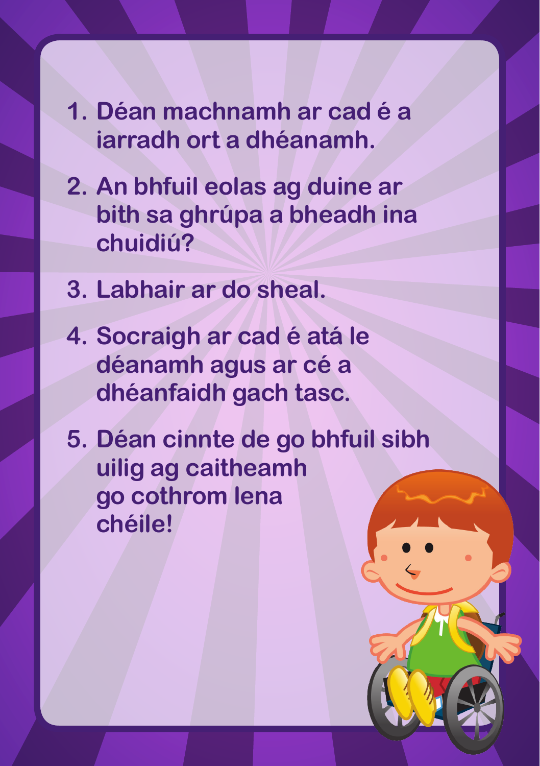1. Déan machnamh ar cad é a iarradh ort a dhéanamh.
2. An bhfuil eolas ag duine ar bith sa ghrúpa a bheadh ina chuidiú?
3. Labhair ar do sheal.
4. Socraigh ar cad é atá le déanamh agus ar cé a dhéanfaidh gach tasc.
5. Déan cinnte de go bhfuil sibh uilig ag caitheamh go cothrom lena chéile!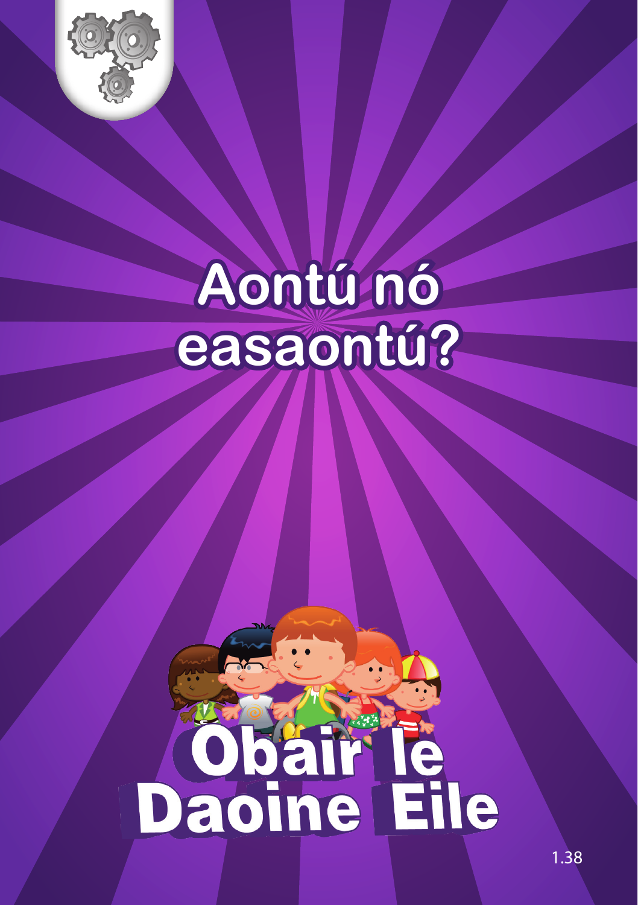# Aontú nó easaontú?

## Obair le Daoine Eile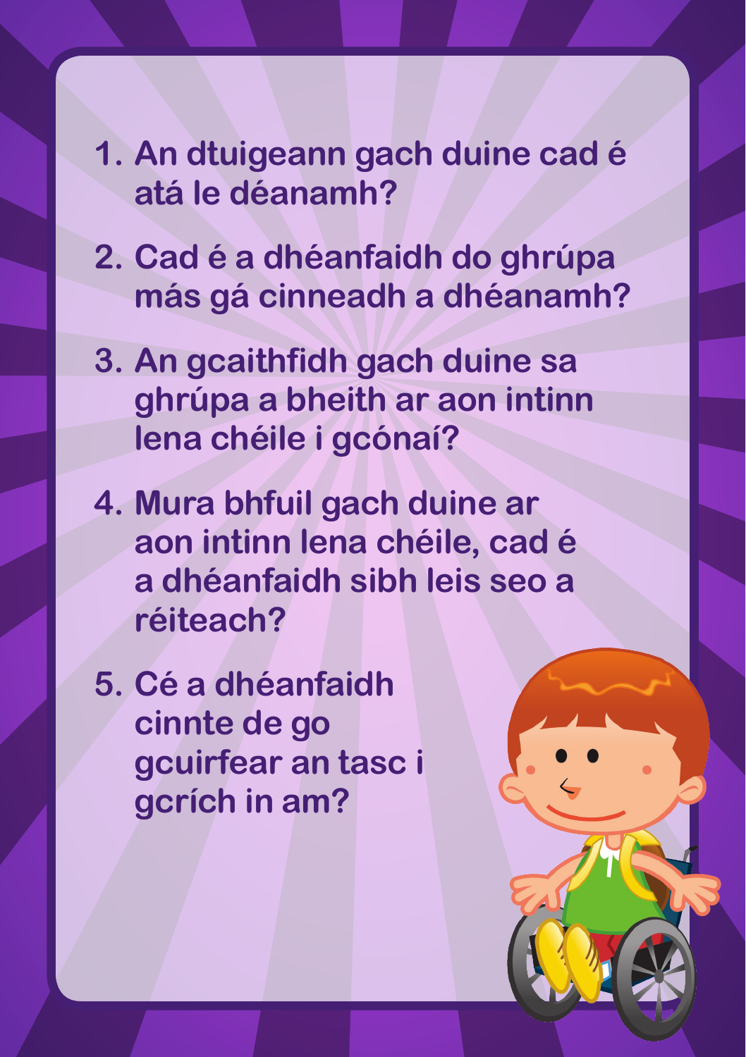1. An dtuigeann gach duine cad é atá le déanamh?
2. Cad é a dhéanfaidh do ghrúpa más gá cinneadh a dhéanamh?
3. An gcaithfidh gach duine sa ghrúpa a bheith ar aon intinn lena chéile i gcónaí?
4. Mura bhfuil gach duine ar aon intinn lena chéile, cad é a dhéanfaidh sibh leis seo a réiteach?
5. Cé a dhéanfaidh cinnte de go gcuirfear an tasc i gcrích in am?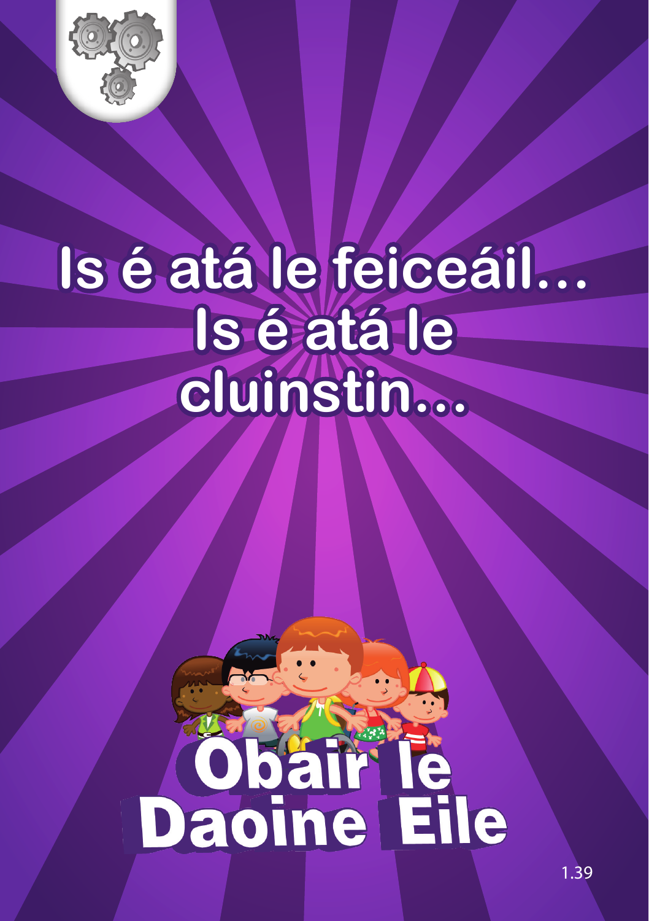# Is é atá le feiceáil... Is é atá le cluinstin...

## Obair le Daoine Eile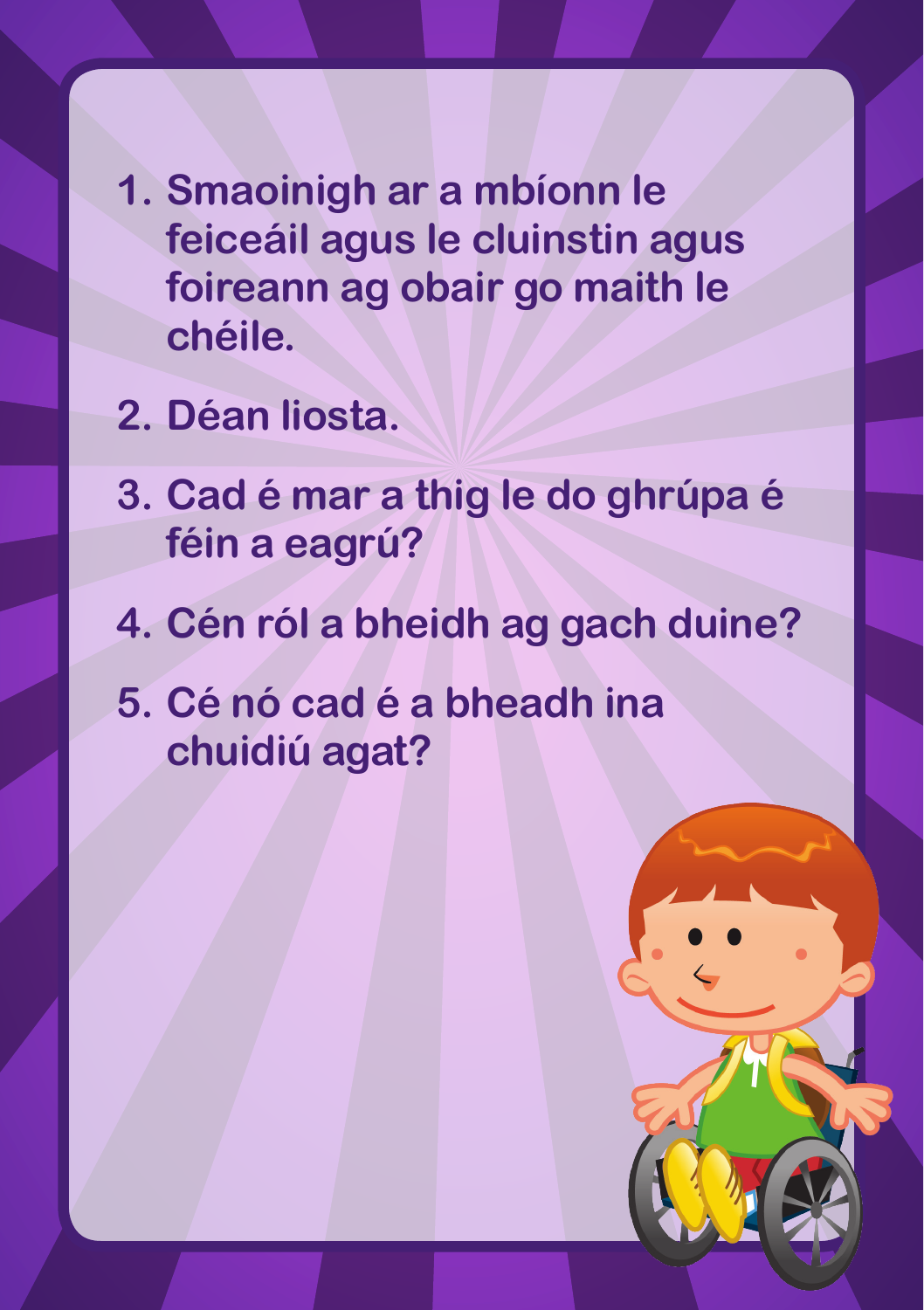1. Smaoinigh ar a mbíonn le feiceáil agus le cluinstin agus foireann ag obair go maith le chéile.
2. Déan liosta.
3. Cad é mar a thig le do ghrúpa é féin a eagrú?
4. Cén ról a bheidh ag gach duine?
5. Cé nó cad é a bheadh ina chuidiú agat?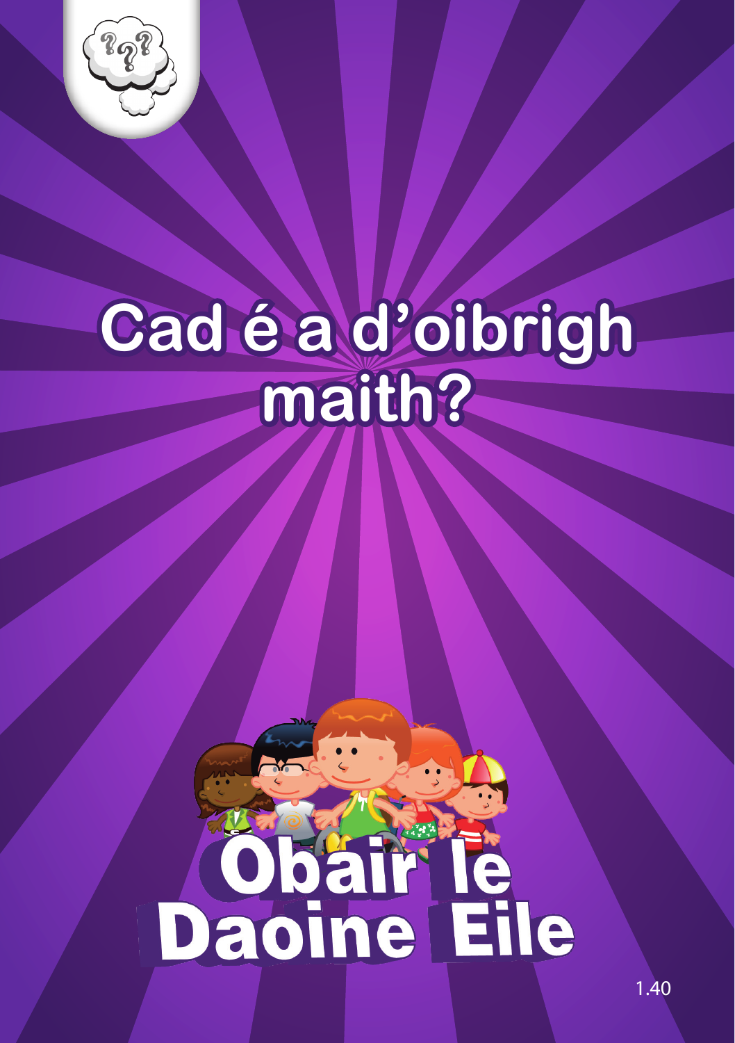# Cad é a d'oibrigh maith?

## Obair le Daoine Eile

1.40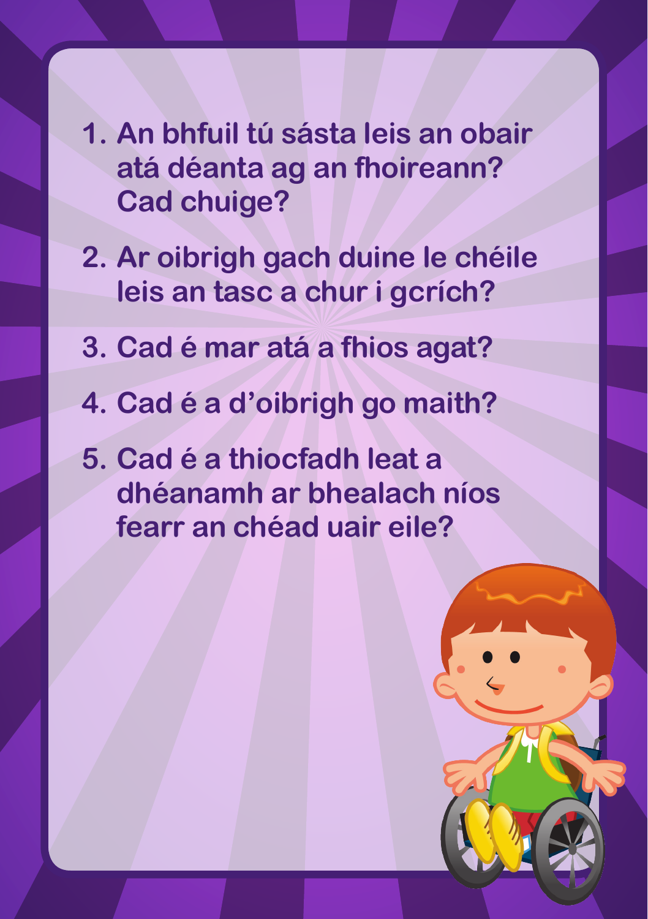1. An bhfuil tú sásta leis an obair atá déanta ag an fhoireann? Cad chuige?
2. Ar oibrigh gach duine le chéile leis an tasc a chur i gcrích?
3. Cad é mar atá a fhios agat?
4. Cad é a d'oibrigh go maith?
5. Cad é a thiocfadh leat a dhéanamh ar bhealach níos fearr an chéad uair eile?